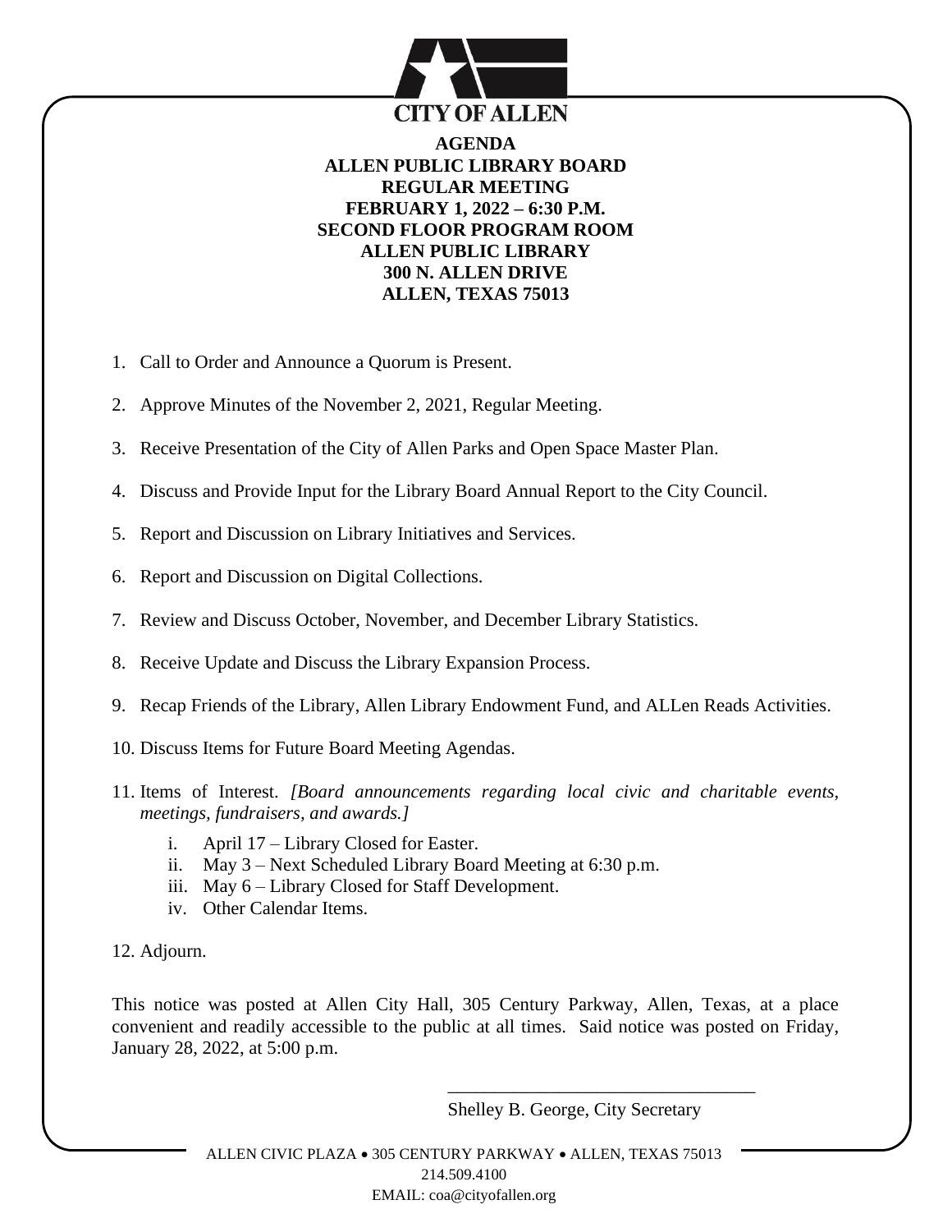**CITY OF ALLEN**

# AGENDA
## ALLEN PUBLIC LIBRARY BOARD
## REGULAR MEETING
## FEBRUARY 1, 2022 – 6:30 P.M.
## SECOND FLOOR PROGRAM ROOM
## ALLEN PUBLIC LIBRARY
## 300 N. ALLEN DRIVE
## ALLEN, TEXAS 75013

1. Call to Order and Announce a Quorum is Present.

2. Approve Minutes of the November 2, 2021, Regular Meeting.

3. Receive Presentation of the City of Allen Parks and Open Space Master Plan.

4. Discuss and Provide Input for the Library Board Annual Report to the City Council.

5. Report and Discussion on Library Initiatives and Services.

6. Report and Discussion on Digital Collections.

7. Review and Discuss October, November, and December Library Statistics.

8. Receive Update and Discuss the Library Expansion Process.

9. Recap Friends of the Library, Allen Library Endowment Fund, and ALLen Reads Activities.

10. Discuss Items for Future Board Meeting Agendas.

11. Items of Interest. *[Board announcements regarding local civic and charitable events, meetings, fundraisers, and awards.]*

    i. April 17 – Library Closed for Easter.
    ii. May 3 – Next Scheduled Library Board Meeting at 6:30 p.m.
    iii. May 6 – Library Closed for Staff Development.
    iv. Other Calendar Items.

12. Adjourn.

This notice was posted at Allen City Hall, 305 Century Parkway, Allen, Texas, at a place convenient and readily accessible to the public at all times. Said notice was posted on Friday, January 28, 2022, at 5:00 p.m.

\_\_\_\_\_\_\_\_\_\_\_\_\_\_\_\_\_\_\_\_\_\_\_\_\_\_\_\_\_\_\_\_\_\_\_

Shelley B. George, City Secretary

ALLEN CIVIC PLAZA • 305 CENTURY PARKWAY • ALLEN, TEXAS 75013
214.509.4100
EMAIL: coa@cityofallen.org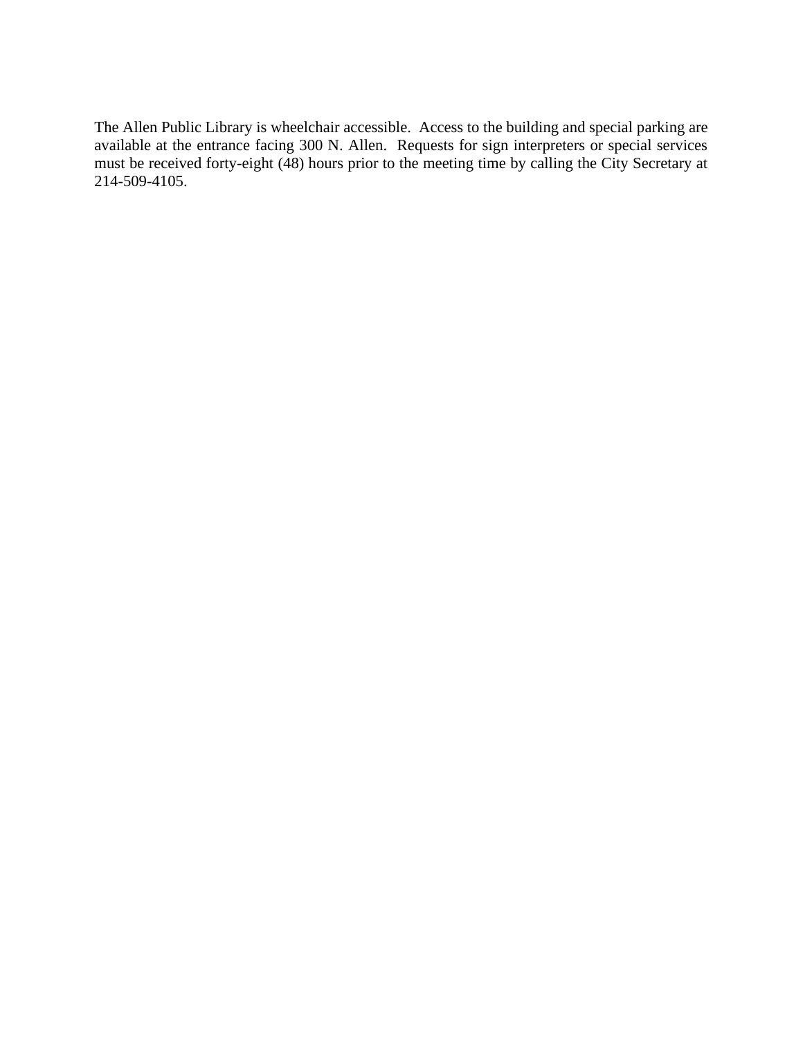The Allen Public Library is wheelchair accessible. Access to the building and special parking are available at the entrance facing 300 N. Allen. Requests for sign interpreters or special services must be received forty-eight (48) hours prior to the meeting time by calling the City Secretary at 214-509-4105.